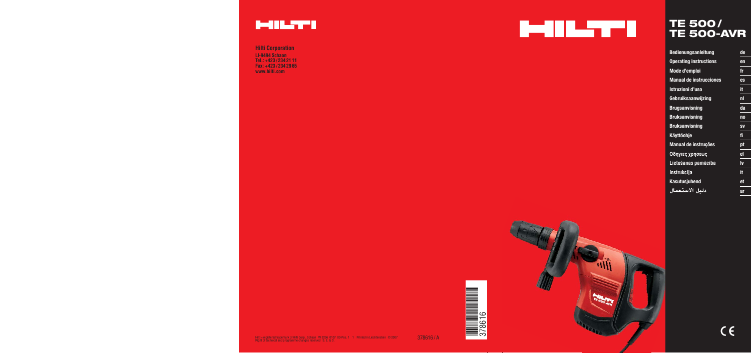HILTI

**Hilti Corporation**
LI-9494 Schaan
Tel.: +423 / 234 21 11
Fax: +423 / 234 29 65
www.hilti.com

Hilti = registered trademark of Hilti Corp., Schaan W 3258 0107 00-Pos. 1 1 Printed in Liechtenstein © 2007
Right of technical and programme changes reserved S. E. & O.

378616 / A

378616

HILTI

# TE 500 / TE 500-AVR

| | |
|---|---|
| Bedienungsanleitung | de |
| Operating instructions | en |
| Mode d'emploi | fr |
| Manual de instrucciones | es |
| Istruzioni d'uso | it |
| Gebruiksaanwijzing | nl |
| Brugsanvisning | da |
| Bruksanvisning | no |
| Bruksanvisning | sv |
| Käyttöohje | fi |
| Manual de instruções | pt |
| Οδηγιες χρησεως | el |
| Lietošanas pamācība | lv |
| Instrukcija | lt |
| Kasutusjuhend | et |
| دليل الاستعمال | ar |

CE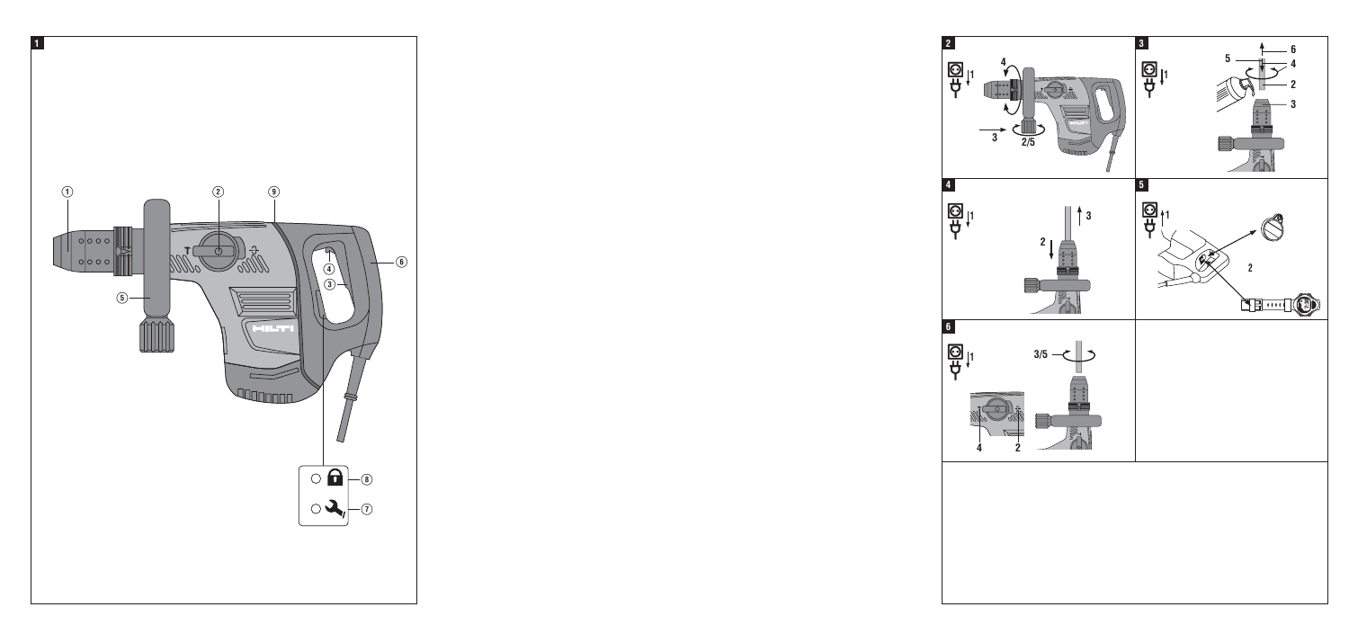1

①

②

⑨

⑥

④

③

⑤

⑧

⑦

2

4

3

2/5

1

3

6

5

4

2

3

1

4

3

2

1

5

2

1

6

3/5

4

2

1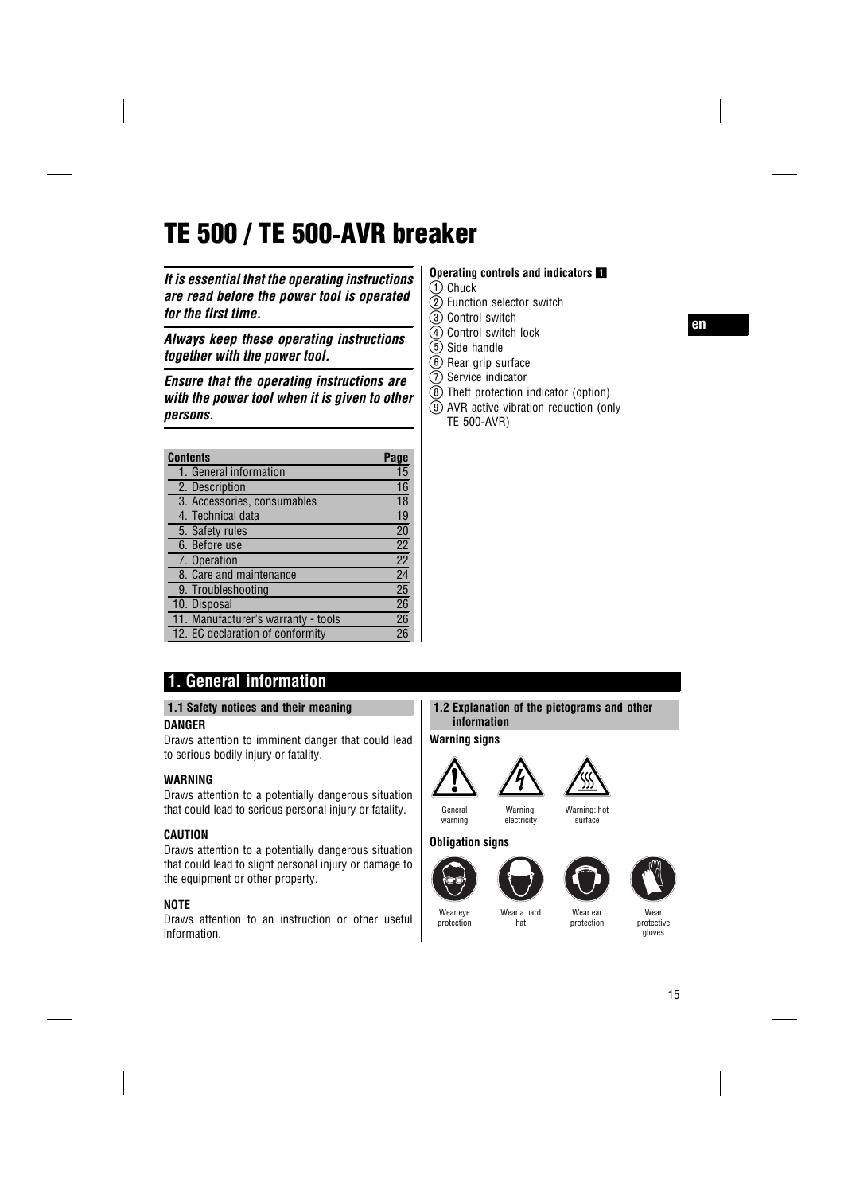# TE 500 / TE 500-AVR breaker

***It is essential that the operating instructions are read before the power tool is operated for the first time.***

***Always keep these operating instructions together with the power tool.***

***Ensure that the operating instructions are with the power tool when it is given to other persons.***

| Contents | Page |
|---|---|
| 1. General information | 15 |
| 2. Description | 16 |
| 3. Accessories, consumables | 18 |
| 4. Technical data | 19 |
| 5. Safety rules | 20 |
| 6. Before use | 22 |
| 7. Operation | 22 |
| 8. Care and maintenance | 24 |
| 9. Troubleshooting | 25 |
| 10. Disposal | 26 |
| 11. Manufacturer's warranty - tools | 26 |
| 12. EC declaration of conformity | 26 |

**Operating controls and indicators 1**

1. Chuck
2. Function selector switch
3. Control switch
4. Control switch lock
5. Side handle
6. Rear grip surface
7. Service indicator
8. Theft protection indicator (option)
9. AVR active vibration reduction (only TE 500-AVR)

## 1. General information

### 1.1 Safety notices and their meaning

**DANGER**

Draws attention to imminent danger that could lead to serious bodily injury or fatality.

**WARNING**

Draws attention to a potentially dangerous situation that could lead to serious personal injury or fatality.

**CAUTION**

Draws attention to a potentially dangerous situation that could lead to slight personal injury or damage to the equipment or other property.

**NOTE**

Draws attention to an instruction or other useful information.

### 1.2 Explanation of the pictograms and other information

**Warning signs**

General warning

Warning: electricity

Warning: hot surface

**Obligation signs**

Wear eye protection

Wear a hard hat

Wear ear protection

Wear protective gloves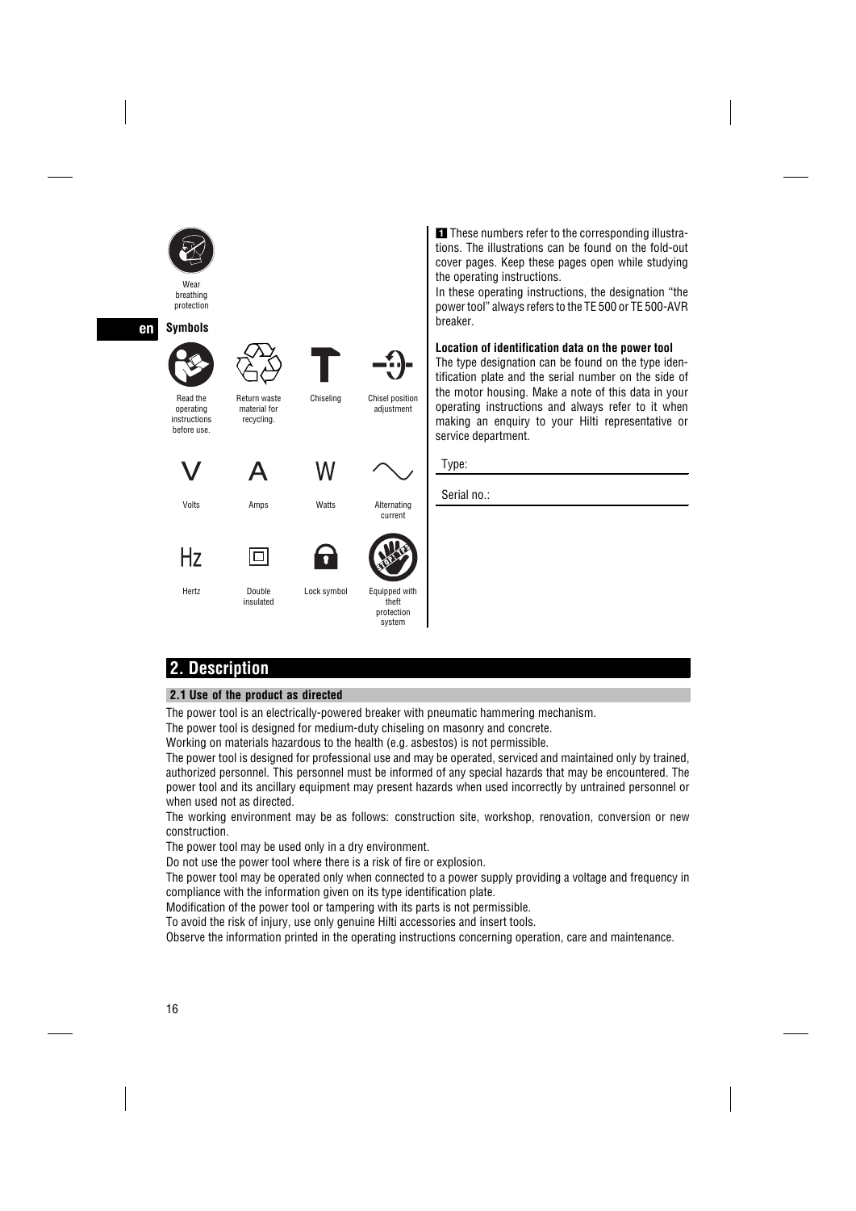Wear breathing protection

## Symbols

| Read the operating instructions before use. | Return waste material for recycling. | Chiseling | Chisel position adjustment |
|---|---|---|---|
| **V** | **A** | **W** | **~** |
| Volts | Amps | Watts | Alternating current |
| **Hz** | | | |
| Hertz | Double insulated | Lock symbol | Equipped with theft protection system |

**1** These numbers refer to the corresponding illustrations. The illustrations can be found on the fold-out cover pages. Keep these pages open while studying the operating instructions.

In these operating instructions, the designation "the power tool" always refers to the TE 500 or TE 500-AVR breaker.

**Location of identification data on the power tool**

The type designation can be found on the type identification plate and the serial number on the side of the motor housing. Make a note of this data in your operating instructions and always refer to it when making an enquiry to your Hilti representative or service department.

Type: ______________________

Serial no.: ______________________

# 2. Description

### 2.1 Use of the product as directed

The power tool is an electrically-powered breaker with pneumatic hammering mechanism.

The power tool is designed for medium-duty chiseling on masonry and concrete.

Working on materials hazardous to the health (e.g. asbestos) is not permissible.

The power tool is designed for professional use and may be operated, serviced and maintained only by trained, authorized personnel. This personnel must be informed of any special hazards that may be encountered. The power tool and its ancillary equipment may present hazards when used incorrectly by untrained personnel or when used not as directed.

The working environment may be as follows: construction site, workshop, renovation, conversion or new construction.

The power tool may be used only in a dry environment.

Do not use the power tool where there is a risk of fire or explosion.

The power tool may be operated only when connected to a power supply providing a voltage and frequency in compliance with the information given on its type identification plate.

Modification of the power tool or tampering with its parts is not permissible.

To avoid the risk of injury, use only genuine Hilti accessories and insert tools.

Observe the information printed in the operating instructions concerning operation, care and maintenance.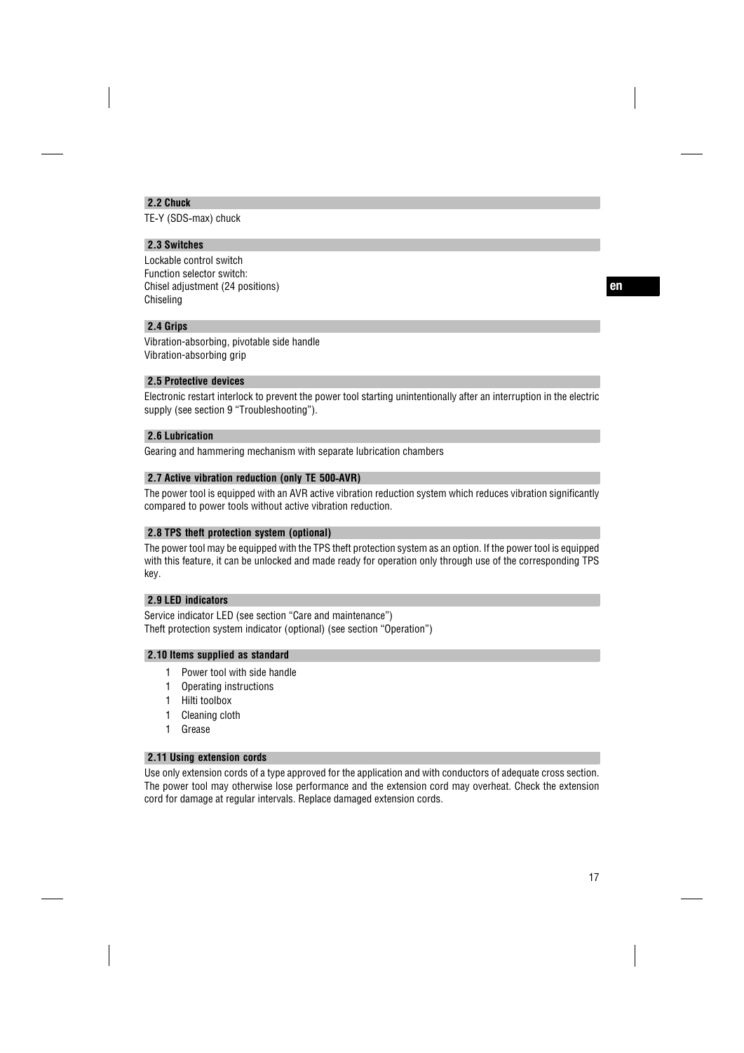## 2.2 Chuck

TE-Y (SDS-max) chuck

## 2.3 Switches

Lockable control switch
Function selector switch:
Chisel adjustment (24 positions)
Chiseling

## 2.4 Grips

Vibration-absorbing, pivotable side handle
Vibration-absorbing grip

## 2.5 Protective devices

Electronic restart interlock to prevent the power tool starting unintentionally after an interruption in the electric supply (see section 9 "Troubleshooting").

## 2.6 Lubrication

Gearing and hammering mechanism with separate lubrication chambers

## 2.7 Active vibration reduction (only TE 500-AVR)

The power tool is equipped with an AVR active vibration reduction system which reduces vibration significantly compared to power tools without active vibration reduction.

## 2.8 TPS theft protection system (optional)

The power tool may be equipped with the TPS theft protection system as an option. If the power tool is equipped with this feature, it can be unlocked and made ready for operation only through use of the corresponding TPS key.

## 2.9 LED indicators

Service indicator LED (see section "Care and maintenance")
Theft protection system indicator (optional) (see section "Operation")

## 2.10 Items supplied as standard

- 1 Power tool with side handle
- 1 Operating instructions
- 1 Hilti toolbox
- 1 Cleaning cloth
- 1 Grease

## 2.11 Using extension cords

Use only extension cords of a type approved for the application and with conductors of adequate cross section. The power tool may otherwise lose performance and the extension cord may overheat. Check the extension cord for damage at regular intervals. Replace damaged extension cords.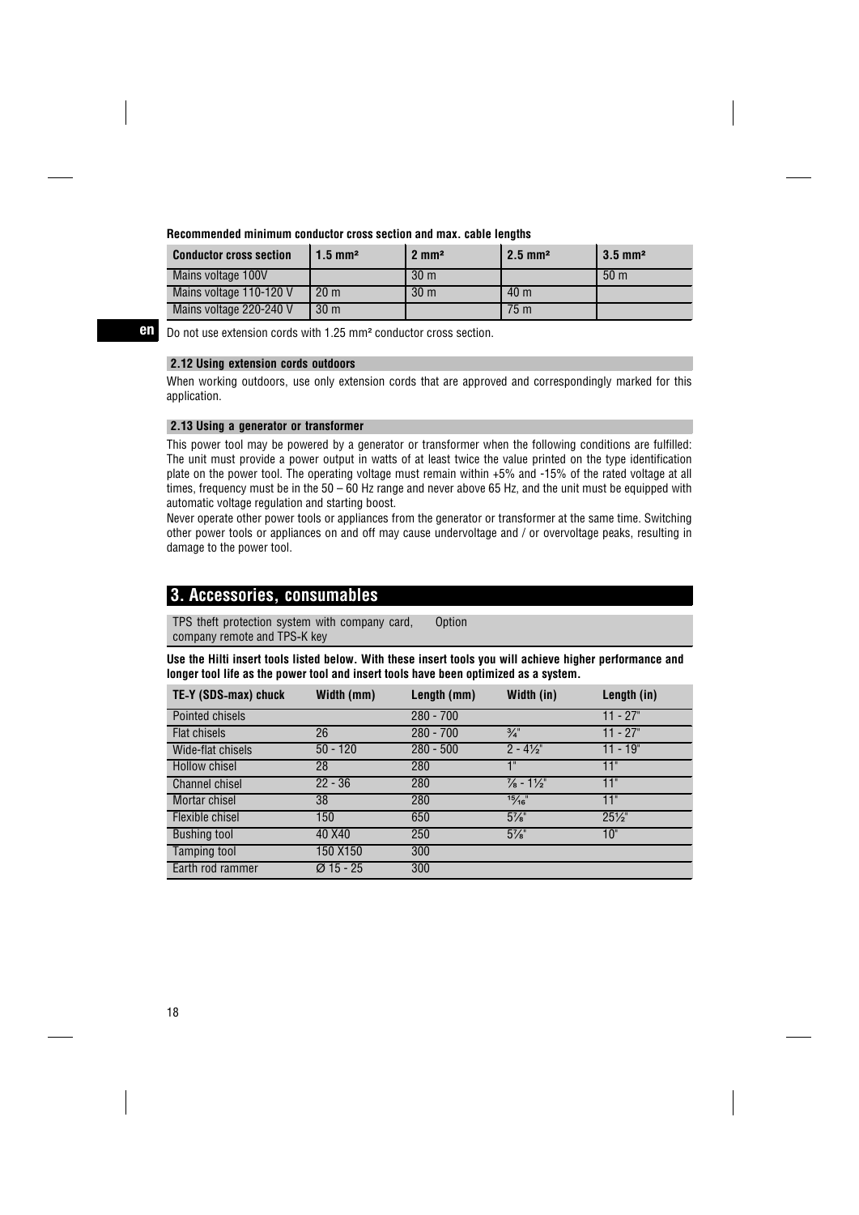**Recommended minimum conductor cross section and max. cable lengths**

| Conductor cross section | 1.5 mm² | 2 mm² | 2.5 mm² | 3.5 mm² |
|---|---|---|---|---|
| Mains voltage 100V | | 30 m | | 50 m |
| Mains voltage 110-120 V | 20 m | 30 m | 40 m | |
| Mains voltage 220-240 V | 30 m | | 75 m | |

Do not use extension cords with 1.25 mm² conductor cross section.

### 2.12 Using extension cords outdoors

When working outdoors, use only extension cords that are approved and correspondingly marked for this application.

### 2.13 Using a generator or transformer

This power tool may be powered by a generator or transformer when the following conditions are fulfilled: The unit must provide a power output in watts of at least twice the value printed on the type identification plate on the power tool. The operating voltage must remain within +5% and -15% of the rated voltage at all times, frequency must be in the 50 – 60 Hz range and never above 65 Hz, and the unit must be equipped with automatic voltage regulation and starting boost.

Never operate other power tools or appliances from the generator or transformer at the same time. Switching other power tools or appliances on and off may cause undervoltage and / or overvoltage peaks, resulting in damage to the power tool.

## 3. Accessories, consumables

| TPS theft protection system with company card, company remote and TPS-K key | Option |
|---|---|

**Use the Hilti insert tools listed below. With these insert tools you will achieve higher performance and longer tool life as the power tool and insert tools have been optimized as a system.**

| TE-Y (SDS-max) chuck | Width (mm) | Length (mm) | Width (in) | Length (in) |
|---|---|---|---|---|
| Pointed chisels | | 280 - 700 | | 11 - 27" |
| Flat chisels | 26 | 280 - 700 | ¾" | 11 - 27" |
| Wide-flat chisels | 50 - 120 | 280 - 500 | 2 - 4½" | 11 - 19" |
| Hollow chisel | 28 | 280 | 1" | 11" |
| Channel chisel | 22 - 36 | 280 | ⅞ - 1½" | 11" |
| Mortar chisel | 38 | 280 | 15/16" | 11" |
| Flexible chisel | 150 | 650 | 5⅞" | 25½" |
| Bushing tool | 40 X40 | 250 | 5⅞" | 10" |
| Tamping tool | 150 X150 | 300 | | |
| Earth rod rammer | Ø 15 - 25 | 300 | | |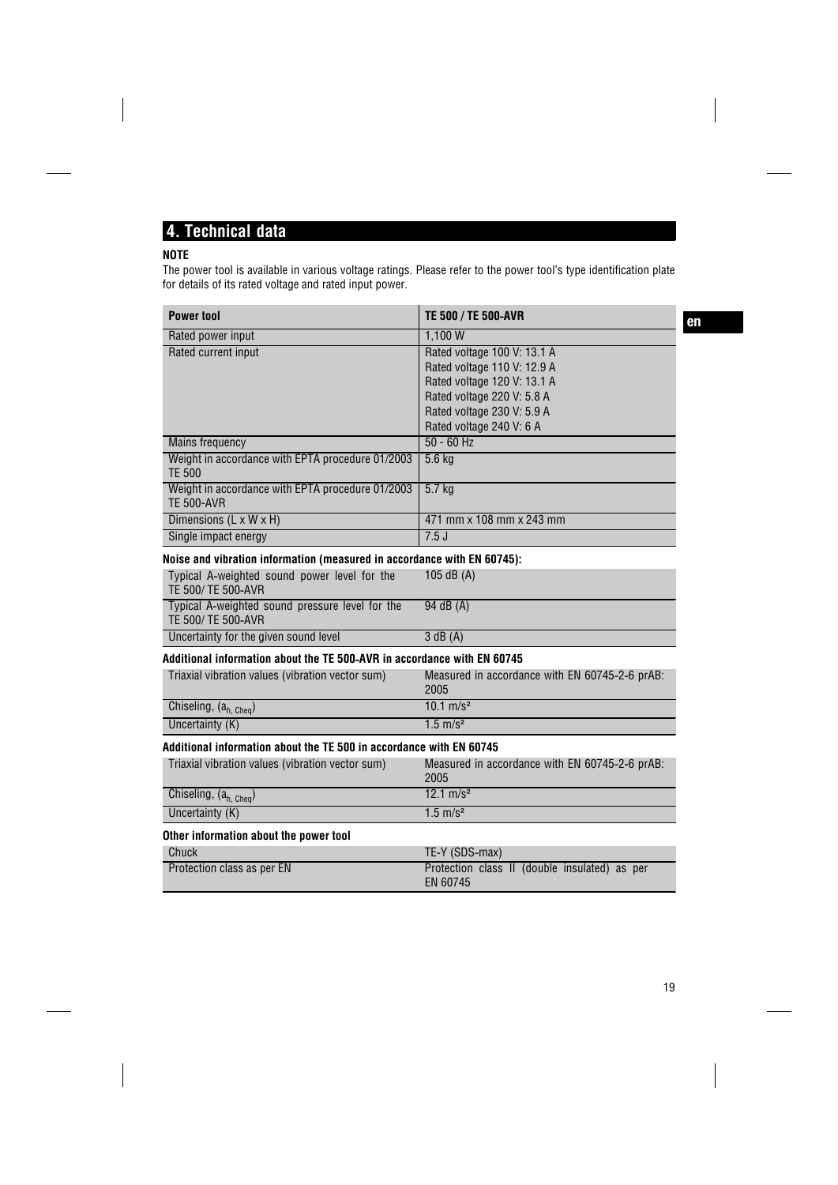## 4. Technical data

**NOTE**

The power tool is available in various voltage ratings. Please refer to the power tool's type identification plate for details of its rated voltage and rated input power.

| Power tool | TE 500 / TE 500-AVR |
|---|---|
| Rated power input | 1,100 W |
| Rated current input | Rated voltage 100 V: 13.1 A<br>Rated voltage 110 V: 12.9 A<br>Rated voltage 120 V: 13.1 A<br>Rated voltage 220 V: 5.8 A<br>Rated voltage 230 V: 5.9 A<br>Rated voltage 240 V: 6 A |
| Mains frequency | 50 - 60 Hz |
| Weight in accordance with EPTA procedure 01/2003 TE 500 | 5.6 kg |
| Weight in accordance with EPTA procedure 01/2003 TE 500-AVR | 5.7 kg |
| Dimensions (L x W x H) | 471 mm x 108 mm x 243 mm |
| Single impact energy | 7.5 J |

**Noise and vibration information (measured in accordance with EN 60745):**

| | |
|---|---|
| Typical A-weighted sound power level for the TE 500/ TE 500-AVR | 105 dB (A) |
| Typical A-weighted sound pressure level for the TE 500/ TE 500-AVR | 94 dB (A) |
| Uncertainty for the given sound level | 3 dB (A) |

**Additional information about the TE 500-AVR in accordance with EN 60745**

| | |
|---|---|
| Triaxial vibration values (vibration vector sum) | Measured in accordance with EN 60745-2-6 prAB: 2005 |
| Chiseling, ($a_{h, Cheq}$) | 10.1 m/s² |
| Uncertainty (K) | 1.5 m/s² |

**Additional information about the TE 500 in accordance with EN 60745**

| | |
|---|---|
| Triaxial vibration values (vibration vector sum) | Measured in accordance with EN 60745-2-6 prAB: 2005 |
| Chiseling, ($a_{h, Cheq}$) | 12.1 m/s² |
| Uncertainty (K) | 1.5 m/s² |

**Other information about the power tool**

| | |
|---|---|
| Chuck | TE-Y (SDS-max) |
| Protection class as per EN | Protection class II (double insulated) as per EN 60745 |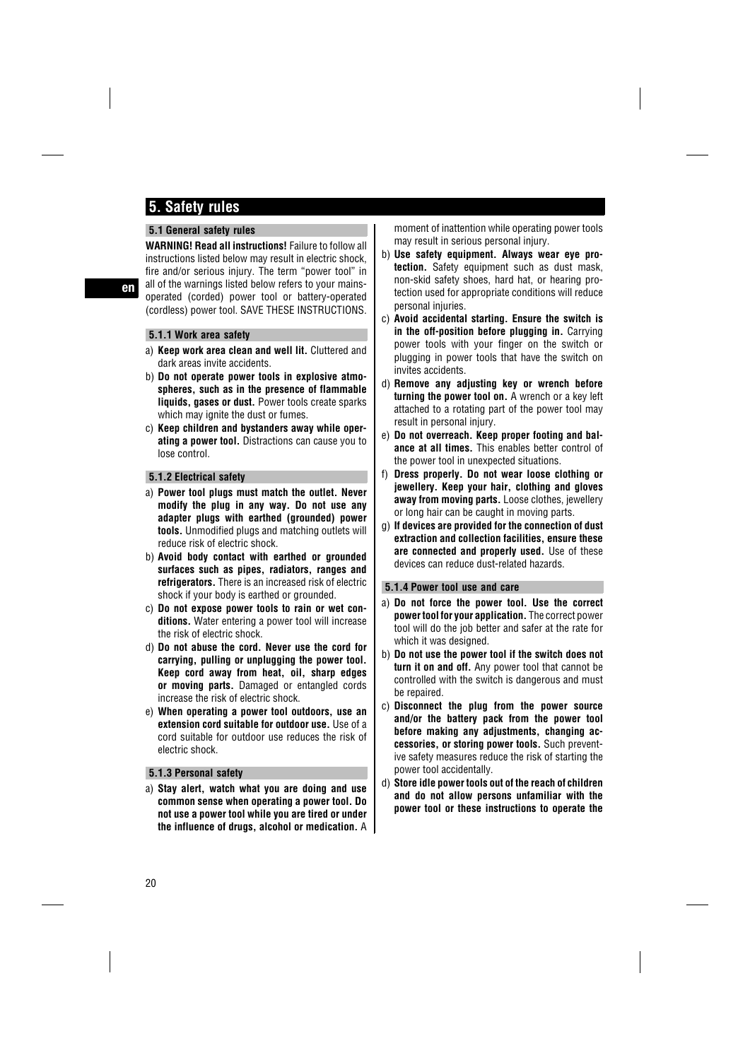# 5. Safety rules

## 5.1 General safety rules

**WARNING! Read all instructions!** Failure to follow all instructions listed below may result in electric shock, fire and/or serious injury. The term "power tool" in all of the warnings listed below refers to your mains-operated (corded) power tool or battery-operated (cordless) power tool. SAVE THESE INSTRUCTIONS.

### 5.1.1 Work area safety

a) **Keep work area clean and well lit.** Cluttered and dark areas invite accidents.

b) **Do not operate power tools in explosive atmospheres, such as in the presence of flammable liquids, gases or dust.** Power tools create sparks which may ignite the dust or fumes.

c) **Keep children and bystanders away while operating a power tool.** Distractions can cause you to lose control.

### 5.1.2 Electrical safety

a) **Power tool plugs must match the outlet. Never modify the plug in any way. Do not use any adapter plugs with earthed (grounded) power tools.** Unmodified plugs and matching outlets will reduce risk of electric shock.

b) **Avoid body contact with earthed or grounded surfaces such as pipes, radiators, ranges and refrigerators.** There is an increased risk of electric shock if your body is earthed or grounded.

c) **Do not expose power tools to rain or wet conditions.** Water entering a power tool will increase the risk of electric shock.

d) **Do not abuse the cord. Never use the cord for carrying, pulling or unplugging the power tool. Keep cord away from heat, oil, sharp edges or moving parts.** Damaged or entangled cords increase the risk of electric shock.

e) **When operating a power tool outdoors, use an extension cord suitable for outdoor use.** Use of a cord suitable for outdoor use reduces the risk of electric shock.

### 5.1.3 Personal safety

a) **Stay alert, watch what you are doing and use common sense when operating a power tool. Do not use a power tool while you are tired or under the influence of drugs, alcohol or medication.** A moment of inattention while operating power tools may result in serious personal injury.

b) **Use safety equipment. Always wear eye protection.** Safety equipment such as dust mask, non-skid safety shoes, hard hat, or hearing protection used for appropriate conditions will reduce personal injuries.

c) **Avoid accidental starting. Ensure the switch is in the off-position before plugging in.** Carrying power tools with your finger on the switch or plugging in power tools that have the switch on invites accidents.

d) **Remove any adjusting key or wrench before turning the power tool on.** A wrench or a key left attached to a rotating part of the power tool may result in personal injury.

e) **Do not overreach. Keep proper footing and balance at all times.** This enables better control of the power tool in unexpected situations.

f) **Dress properly. Do not wear loose clothing or jewellery. Keep your hair, clothing and gloves away from moving parts.** Loose clothes, jewellery or long hair can be caught in moving parts.

g) **If devices are provided for the connection of dust extraction and collection facilities, ensure these are connected and properly used.** Use of these devices can reduce dust-related hazards.

### 5.1.4 Power tool use and care

a) **Do not force the power tool. Use the correct power tool for your application.** The correct power tool will do the job better and safer at the rate for which it was designed.

b) **Do not use the power tool if the switch does not turn it on and off.** Any power tool that cannot be controlled with the switch is dangerous and must be repaired.

c) **Disconnect the plug from the power source and/or the battery pack from the power tool before making any adjustments, changing accessories, or storing power tools.** Such preventive safety measures reduce the risk of starting the power tool accidentally.

d) **Store idle power tools out of the reach of children and do not allow persons unfamiliar with the power tool or these instructions to operate the**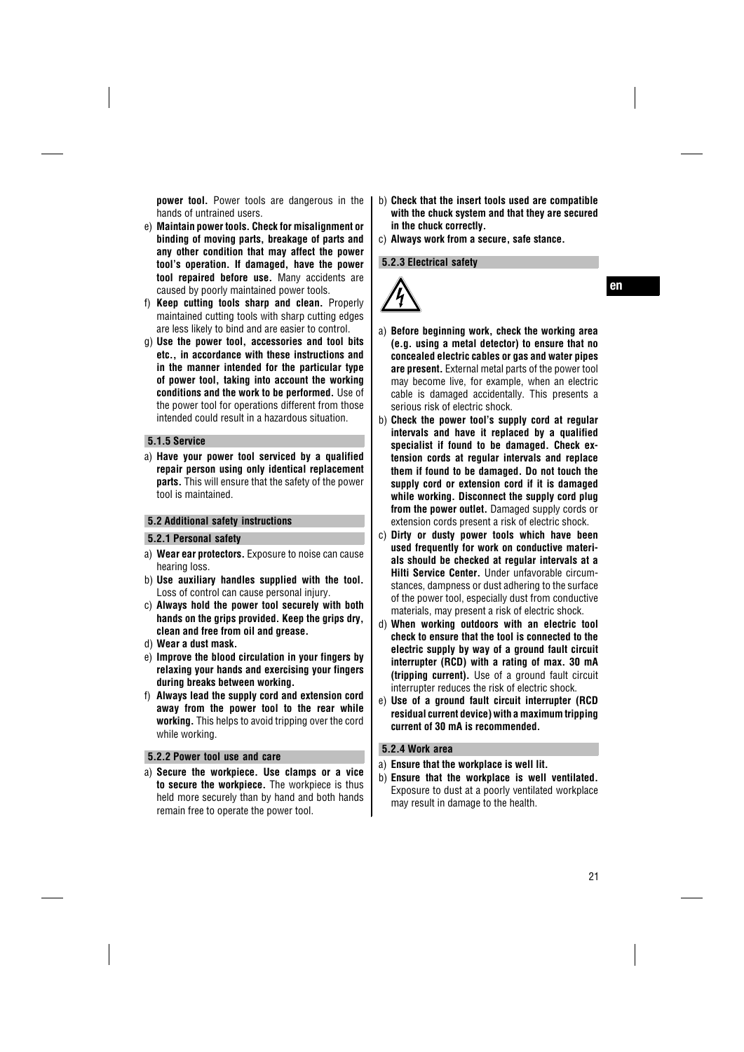**power tool.** Power tools are dangerous in the hands of untrained users.

e) **Maintain power tools. Check for misalignment or binding of moving parts, breakage of parts and any other condition that may affect the power tool's operation. If damaged, have the power tool repaired before use.** Many accidents are caused by poorly maintained power tools.

f) **Keep cutting tools sharp and clean.** Properly maintained cutting tools with sharp cutting edges are less likely to bind and are easier to control.

g) **Use the power tool, accessories and tool bits etc., in accordance with these instructions and in the manner intended for the particular type of power tool, taking into account the working conditions and the work to be performed.** Use of the power tool for operations different from those intended could result in a hazardous situation.

#### 5.1.5 Service

a) **Have your power tool serviced by a qualified repair person using only identical replacement parts.** This will ensure that the safety of the power tool is maintained.

### 5.2 Additional safety instructions

#### 5.2.1 Personal safety

a) **Wear ear protectors.** Exposure to noise can cause hearing loss.

b) **Use auxiliary handles supplied with the tool.** Loss of control can cause personal injury.

c) **Always hold the power tool securely with both hands on the grips provided. Keep the grips dry, clean and free from oil and grease.**

d) **Wear a dust mask.**

e) **Improve the blood circulation in your fingers by relaxing your hands and exercising your fingers during breaks between working.**

f) **Always lead the supply cord and extension cord away from the power tool to the rear while working.** This helps to avoid tripping over the cord while working.

#### 5.2.2 Power tool use and care

a) **Secure the workpiece. Use clamps or a vice to secure the workpiece.** The workpiece is thus held more securely than by hand and both hands remain free to operate the power tool.

b) **Check that the insert tools used are compatible with the chuck system and that they are secured in the chuck correctly.**

c) **Always work from a secure, safe stance.**

#### 5.2.3 Electrical safety

a) **Before beginning work, check the working area (e.g. using a metal detector) to ensure that no concealed electric cables or gas and water pipes are present.** External metal parts of the power tool may become live, for example, when an electric cable is damaged accidentally. This presents a serious risk of electric shock.

b) **Check the power tool's supply cord at regular intervals and have it replaced by a qualified specialist if found to be damaged. Check extension cords at regular intervals and replace them if found to be damaged. Do not touch the supply cord or extension cord if it is damaged while working. Disconnect the supply cord plug from the power outlet.** Damaged supply cords or extension cords present a risk of electric shock.

c) **Dirty or dusty power tools which have been used frequently for work on conductive materials should be checked at regular intervals at a Hilti Service Center.** Under unfavorable circumstances, dampness or dust adhering to the surface of the power tool, especially dust from conductive materials, may present a risk of electric shock.

d) **When working outdoors with an electric tool check to ensure that the tool is connected to the electric supply by way of a ground fault circuit interrupter (RCD) with a rating of max. 30 mA (tripping current).** Use of a ground fault circuit interrupter reduces the risk of electric shock.

e) **Use of a ground fault circuit interrupter (RCD residual current device) with a maximum tripping current of 30 mA is recommended.**

#### 5.2.4 Work area

a) **Ensure that the workplace is well lit.**

b) **Ensure that the workplace is well ventilated.** Exposure to dust at a poorly ventilated workplace may result in damage to the health.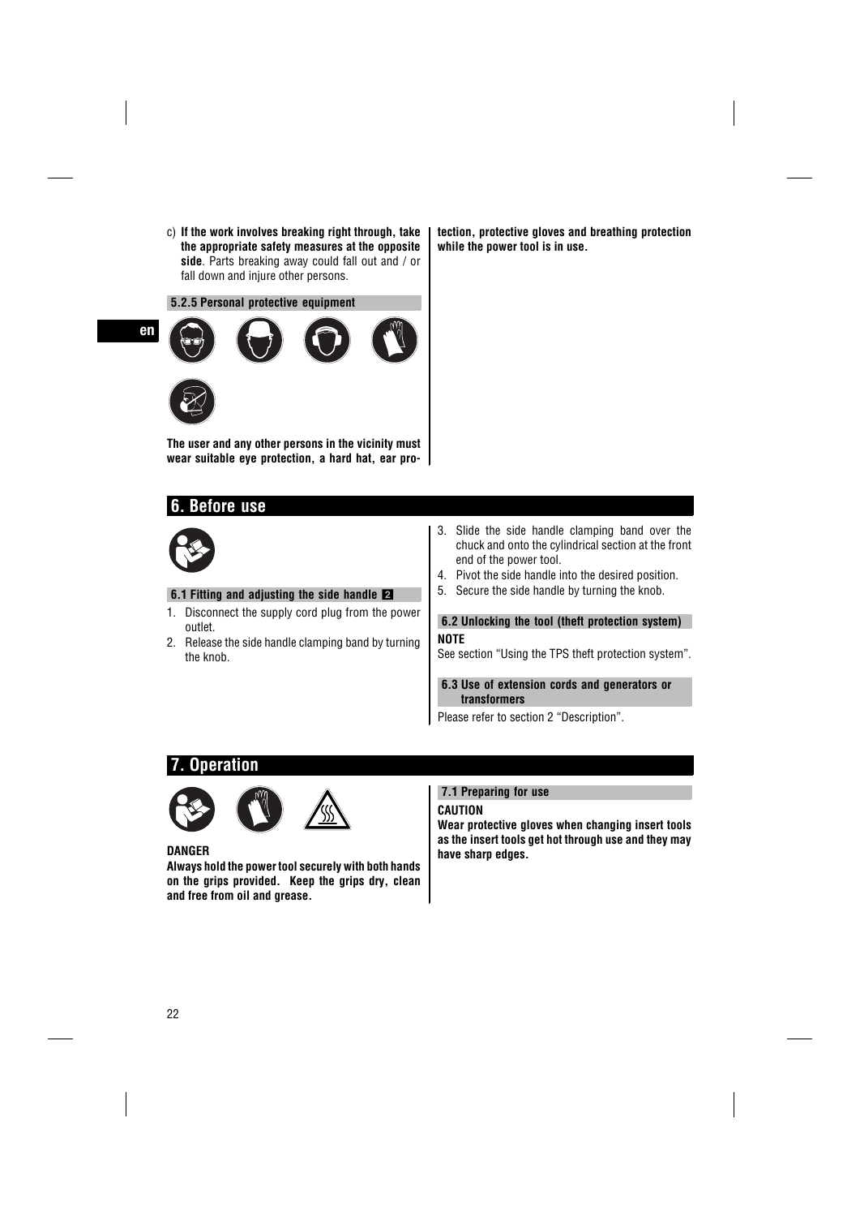c) **If the work involves breaking right through, take the appropriate safety measures at the opposite side**. Parts breaking away could fall out and / or fall down and injure other persons.

#### 5.2.5 Personal protective equipment

**The user and any other persons in the vicinity must wear suitable eye protection, a hard hat, ear protection, protective gloves and breathing protection while the power tool is in use.**

## 6. Before use

### 6.1 Fitting and adjusting the side handle 2

1. Disconnect the supply cord plug from the power outlet.
2. Release the side handle clamping band by turning the knob.
3. Slide the side handle clamping band over the chuck and onto the cylindrical section at the front end of the power tool.
4. Pivot the side handle into the desired position.
5. Secure the side handle by turning the knob.

### 6.2 Unlocking the tool (theft protection system)

**NOTE**

See section "Using the TPS theft protection system".

### 6.3 Use of extension cords and generators or transformers

Please refer to section 2 "Description".

## 7. Operation

**DANGER**

**Always hold the power tool securely with both hands on the grips provided. Keep the grips dry, clean and free from oil and grease.**

### 7.1 Preparing for use

**CAUTION**

**Wear protective gloves when changing insert tools as the insert tools get hot through use and they may have sharp edges.**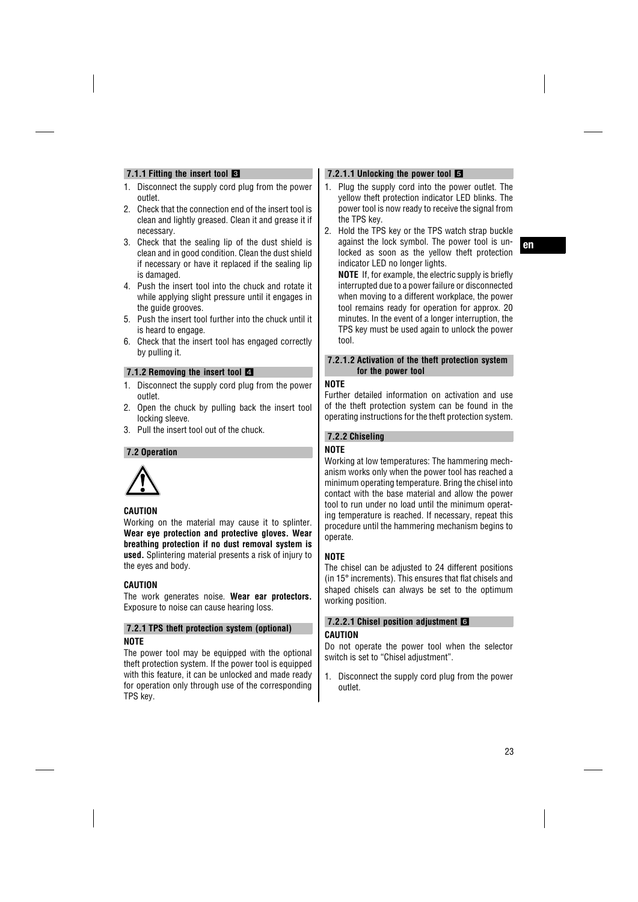### 7.1.1 Fitting the insert tool 3

1. Disconnect the supply cord plug from the power outlet.
2. Check that the connection end of the insert tool is clean and lightly greased. Clean it and grease it if necessary.
3. Check that the sealing lip of the dust shield is clean and in good condition. Clean the dust shield if necessary or have it replaced if the sealing lip is damaged.
4. Push the insert tool into the chuck and rotate it while applying slight pressure until it engages in the guide grooves.
5. Push the insert tool further into the chuck until it is heard to engage.
6. Check that the insert tool has engaged correctly by pulling it.

### 7.1.2 Removing the insert tool 4

1. Disconnect the supply cord plug from the power outlet.
2. Open the chuck by pulling back the insert tool locking sleeve.
3. Pull the insert tool out of the chuck.

### 7.2 Operation

**CAUTION**

Working on the material may cause it to splinter. **Wear eye protection and protective gloves. Wear breathing protection if no dust removal system is used.** Splintering material presents a risk of injury to the eyes and body.

**CAUTION**

The work generates noise. **Wear ear protectors.** Exposure to noise can cause hearing loss.

### 7.2.1 TPS theft protection system (optional)

**NOTE**

The power tool may be equipped with the optional theft protection system. If the power tool is equipped with this feature, it can be unlocked and made ready for operation only through use of the corresponding TPS key.

### 7.2.1.1 Unlocking the power tool 5

1. Plug the supply cord into the power outlet. The yellow theft protection indicator LED blinks. The power tool is now ready to receive the signal from the TPS key.
2. Hold the TPS key or the TPS watch strap buckle against the lock symbol. The power tool is unlocked as soon as the yellow theft protection indicator LED no longer lights.

   **NOTE** If, for example, the electric supply is briefly interrupted due to a power failure or disconnected when moving to a different workplace, the power tool remains ready for operation for approx. 20 minutes. In the event of a longer interruption, the TPS key must be used again to unlock the power tool.

### 7.2.1.2 Activation of the theft protection system for the power tool

**NOTE**

Further detailed information on activation and use of the theft protection system can be found in the operating instructions for the theft protection system.

### 7.2.2 Chiseling

**NOTE**

Working at low temperatures: The hammering mechanism works only when the power tool has reached a minimum operating temperature. Bring the chisel into contact with the base material and allow the power tool to run under no load until the minimum operating temperature is reached. If necessary, repeat this procedure until the hammering mechanism begins to operate.

**NOTE**

The chisel can be adjusted to 24 different positions (in 15° increments). This ensures that flat chisels and shaped chisels can always be set to the optimum working position.

### 7.2.2.1 Chisel position adjustment 6

**CAUTION**

Do not operate the power tool when the selector switch is set to "Chisel adjustment".

1. Disconnect the supply cord plug from the power outlet.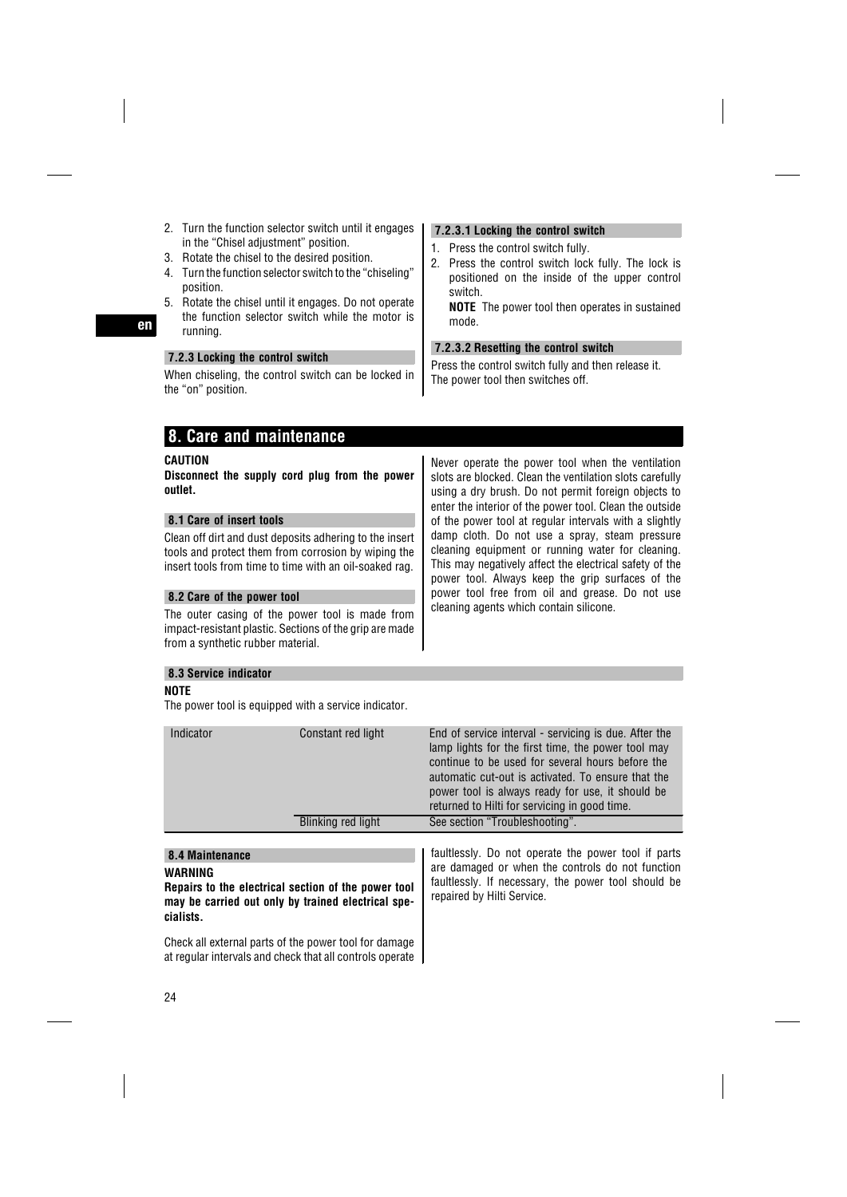2. Turn the function selector switch until it engages in the "Chisel adjustment" position.
3. Rotate the chisel to the desired position.
4. Turn the function selector switch to the "chiseling" position.
5. Rotate the chisel until it engages. Do not operate the function selector switch while the motor is running.

#### 7.2.3 Locking the control switch

When chiseling, the control switch can be locked in the "on" position.

##### 7.2.3.1 Locking the control switch

1. Press the control switch fully.
2. Press the control switch lock fully. The lock is positioned on the inside of the upper control switch.
   **NOTE** The power tool then operates in sustained mode.

##### 7.2.3.2 Resetting the control switch

Press the control switch fully and then release it. The power tool then switches off.

## 8. Care and maintenance

**CAUTION**

**Disconnect the supply cord plug from the power outlet.**

### 8.1 Care of insert tools

Clean off dirt and dust deposits adhering to the insert tools and protect them from corrosion by wiping the insert tools from time to time with an oil-soaked rag.

### 8.2 Care of the power tool

The outer casing of the power tool is made from impact-resistant plastic. Sections of the grip are made from a synthetic rubber material.

Never operate the power tool when the ventilation slots are blocked. Clean the ventilation slots carefully using a dry brush. Do not permit foreign objects to enter the interior of the power tool. Clean the outside of the power tool at regular intervals with a slightly damp cloth. Do not use a spray, steam pressure cleaning equipment or running water for cleaning. This may negatively affect the electrical safety of the power tool. Always keep the grip surfaces of the power tool free from oil and grease. Do not use cleaning agents which contain silicone.

### 8.3 Service indicator

**NOTE**

The power tool is equipped with a service indicator.

| | | |
|---|---|---|
| Indicator | Constant red light | End of service interval - servicing is due. After the lamp lights for the first time, the power tool may continue to be used for several hours before the automatic cut-out is activated. To ensure that the power tool is always ready for use, it should be returned to Hilti for servicing in good time. |
| | Blinking red light | See section "Troubleshooting". |

### 8.4 Maintenance

**WARNING**

**Repairs to the electrical section of the power tool may be carried out only by trained electrical specialists.**

Check all external parts of the power tool for damage at regular intervals and check that all controls operate faultlessly. Do not operate the power tool if parts are damaged or when the controls do not function faultlessly. If necessary, the power tool should be repaired by Hilti Service.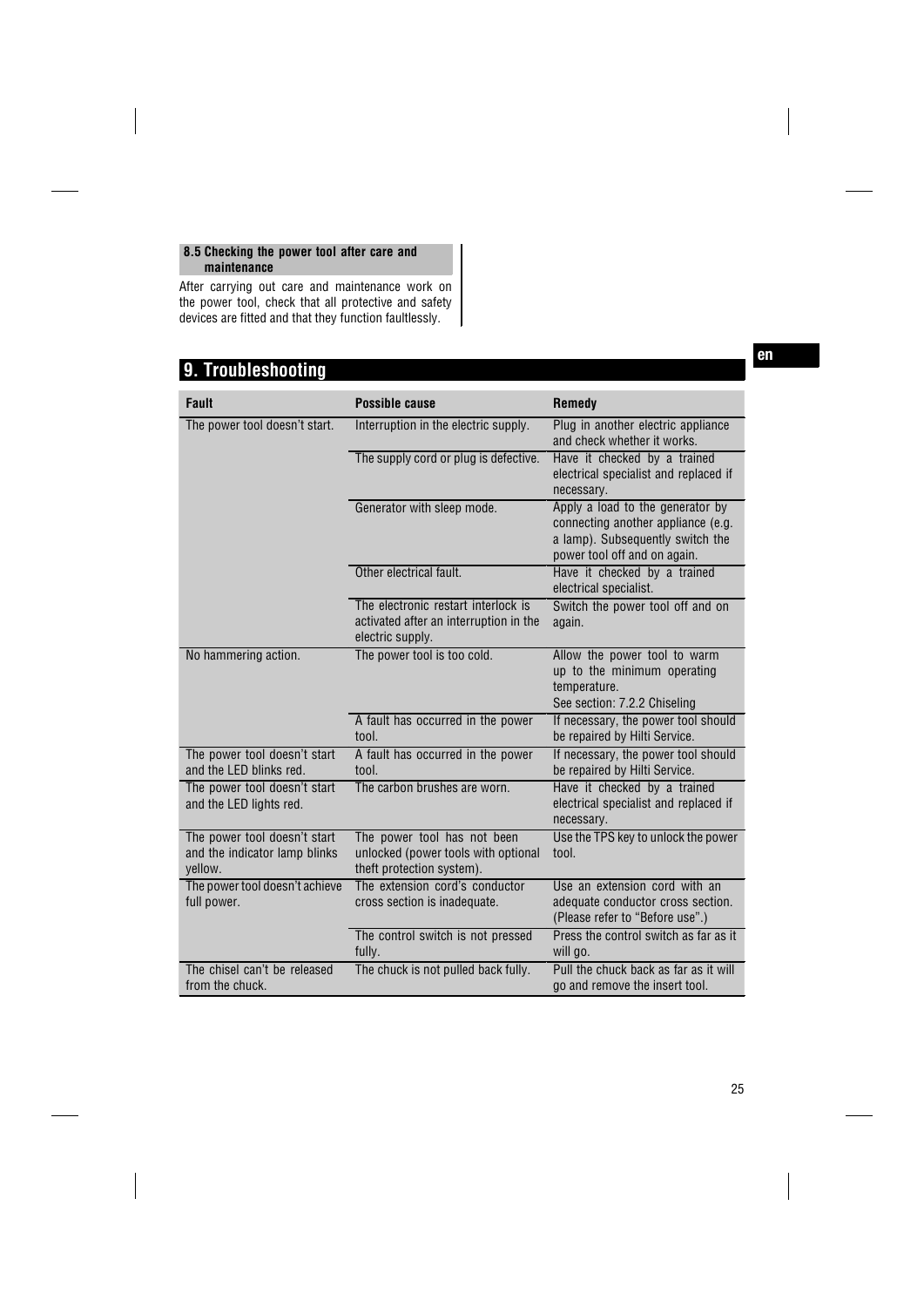### 8.5 Checking the power tool after care and maintenance

After carrying out care and maintenance work on the power tool, check that all protective and safety devices are fitted and that they function faultlessly.

## 9. Troubleshooting

| Fault | Possible cause | Remedy |
|---|---|---|
| The power tool doesn't start. | Interruption in the electric supply. | Plug in another electric appliance and check whether it works. |
| | The supply cord or plug is defective. | Have it checked by a trained electrical specialist and replaced if necessary. |
| | Generator with sleep mode. | Apply a load to the generator by connecting another appliance (e.g. a lamp). Subsequently switch the power tool off and on again. |
| | Other electrical fault. | Have it checked by a trained electrical specialist. |
| | The electronic restart interlock is activated after an interruption in the electric supply. | Switch the power tool off and on again. |
| No hammering action. | The power tool is too cold. | Allow the power tool to warm up to the minimum operating temperature. See section: 7.2.2 Chiseling |
| | A fault has occurred in the power tool. | If necessary, the power tool should be repaired by Hilti Service. |
| The power tool doesn't start and the LED blinks red. | A fault has occurred in the power tool. | If necessary, the power tool should be repaired by Hilti Service. |
| The power tool doesn't start and the LED lights red. | The carbon brushes are worn. | Have it checked by a trained electrical specialist and replaced if necessary. |
| The power tool doesn't start and the indicator lamp blinks yellow. | The power tool has not been unlocked (power tools with optional theft protection system). | Use the TPS key to unlock the power tool. |
| The power tool doesn't achieve full power. | The extension cord's conductor cross section is inadequate. | Use an extension cord with an adequate conductor cross section. (Please refer to "Before use".) |
| | The control switch is not pressed fully. | Press the control switch as far as it will go. |
| The chisel can't be released from the chuck. | The chuck is not pulled back fully. | Pull the chuck back as far as it will go and remove the insert tool. |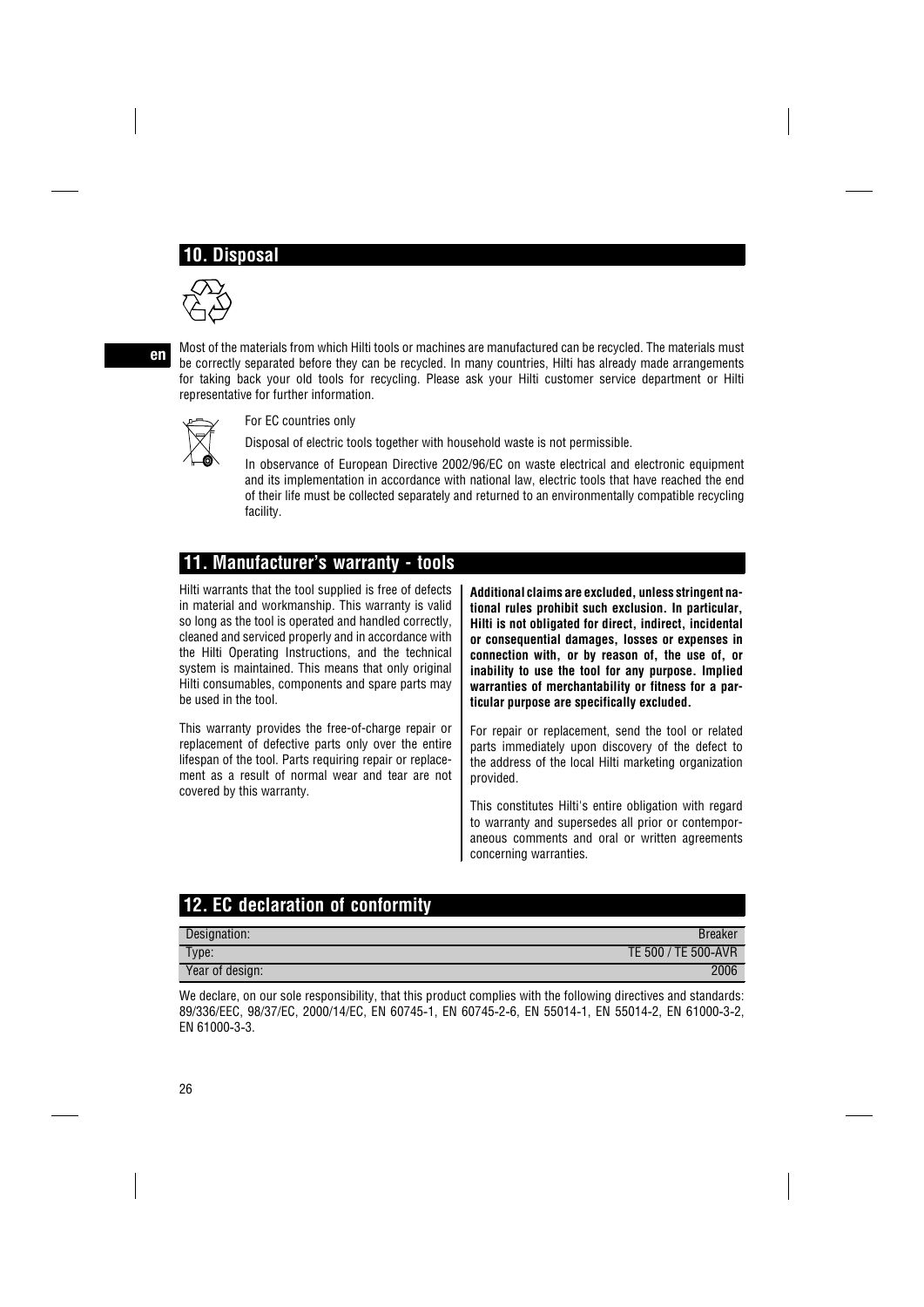## 10. Disposal

Most of the materials from which Hilti tools or machines are manufactured can be recycled. The materials must be correctly separated before they can be recycled. In many countries, Hilti has already made arrangements for taking back your old tools for recycling. Please ask your Hilti customer service department or Hilti representative for further information.

For EC countries only

Disposal of electric tools together with household waste is not permissible.

In observance of European Directive 2002/96/EC on waste electrical and electronic equipment and its implementation in accordance with national law, electric tools that have reached the end of their life must be collected separately and returned to an environmentally compatible recycling facility.

## 11. Manufacturer's warranty - tools

Hilti warrants that the tool supplied is free of defects in material and workmanship. This warranty is valid so long as the tool is operated and handled correctly, cleaned and serviced properly and in accordance with the Hilti Operating Instructions, and the technical system is maintained. This means that only original Hilti consumables, components and spare parts may be used in the tool.

This warranty provides the free-of-charge repair or replacement of defective parts only over the entire lifespan of the tool. Parts requiring repair or replacement as a result of normal wear and tear are not covered by this warranty.

**Additional claims are excluded, unless stringent national rules prohibit such exclusion. In particular, Hilti is not obligated for direct, indirect, incidental or consequential damages, losses or expenses in connection with, or by reason of, the use of, or inability to use the tool for any purpose. Implied warranties of merchantability or fitness for a particular purpose are specifically excluded.**

For repair or replacement, send the tool or related parts immediately upon discovery of the defect to the address of the local Hilti marketing organization provided.

This constitutes Hilti's entire obligation with regard to warranty and supersedes all prior or contemporaneous comments and oral or written agreements concerning warranties.

## 12. EC declaration of conformity

| | |
|---|---|
| Designation: | Breaker |
| Type: | TE 500 / TE 500-AVR |
| Year of design: | 2006 |

We declare, on our sole responsibility, that this product complies with the following directives and standards: 89/336/EEC, 98/37/EC, 2000/14/EC, EN 60745-1, EN 60745-2-6, EN 55014-1, EN 55014-2, EN 61000-3-2, EN 61000-3-3.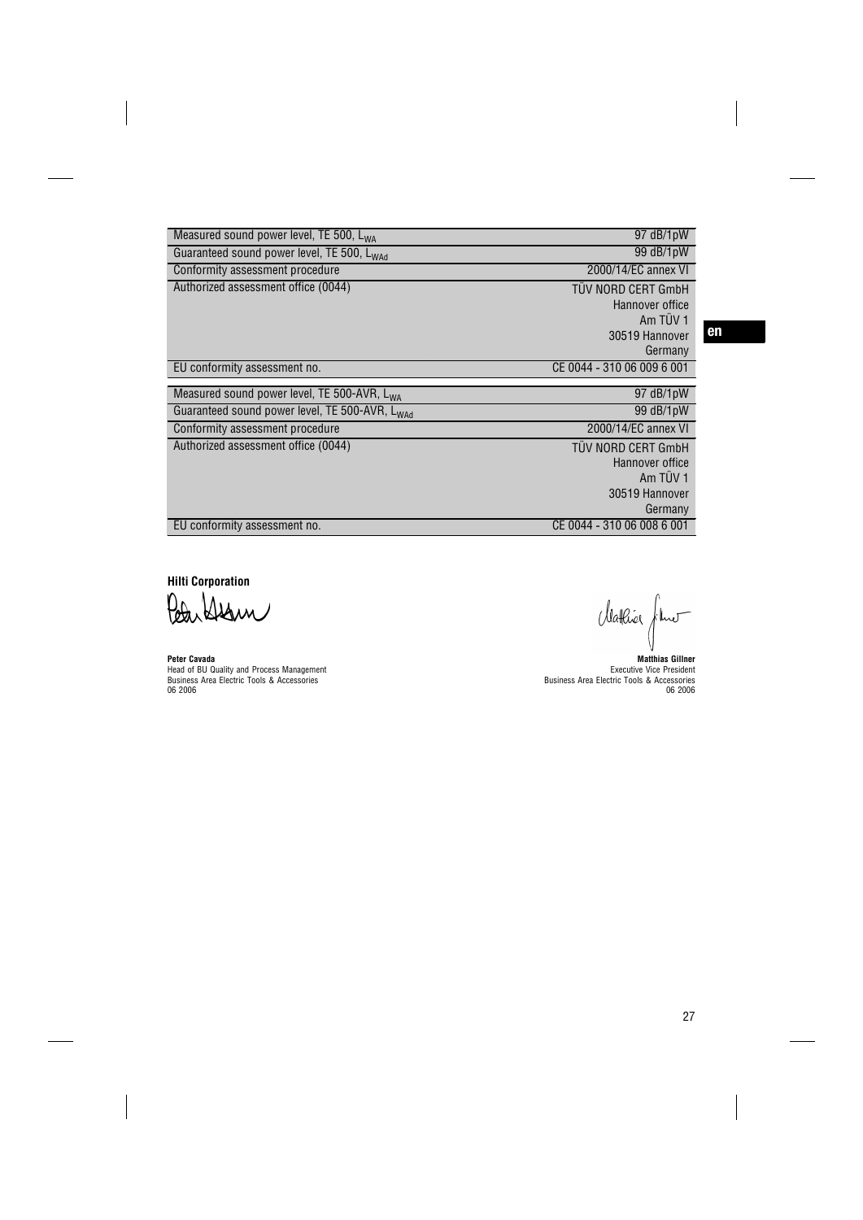| | |
|---|---|
| Measured sound power level, TE 500, $L_{WA}$ | 97 dB/1pW |
| Guaranteed sound power level, TE 500, $L_{WAd}$ | 99 dB/1pW |
| Conformity assessment procedure | 2000/14/EC annex VI |
| Authorized assessment office (0044) | TÜV NORD CERT GmbH<br>Hannover office<br>Am TÜV 1<br>30519 Hannover<br>Germany |
| EU conformity assessment no. | CE 0044 - 310 06 009 6 001 |

| | |
|---|---|
| Measured sound power level, TE 500-AVR, $L_{WA}$ | 97 dB/1pW |
| Guaranteed sound power level, TE 500-AVR, $L_{WAd}$ | 99 dB/1pW |
| Conformity assessment procedure | 2000/14/EC annex VI |
| Authorized assessment office (0044) | TÜV NORD CERT GmbH<br>Hannover office<br>Am TÜV 1<br>30519 Hannover<br>Germany |
| EU conformity assessment no. | CE 0044 - 310 06 008 6 001 |

**Hilti Corporation**

**Peter Cavada**
Head of BU Quality and Process Management
Business Area Electric Tools & Accessories
06 2006

**Matthias Gillner**
Executive Vice President
Business Area Electric Tools & Accessories
06 2006